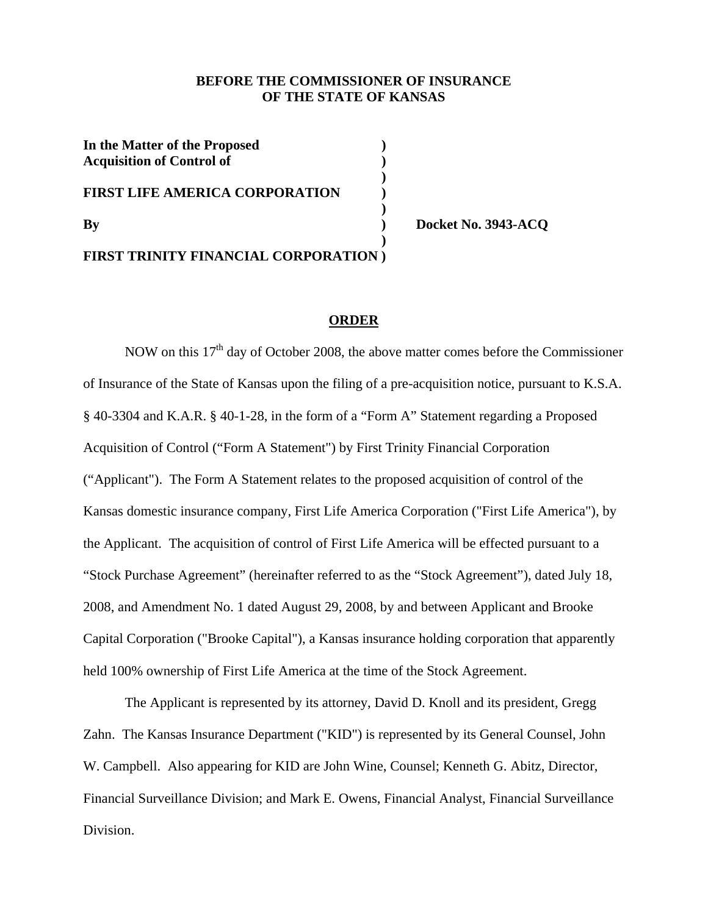**BEFORE THE COMMISSIONER OF INSURANCE**
**OF THE STATE OF KANSAS**

| | | |
|---|---|---|
| **In the Matter of the Proposed** | **)** | |
| **Acquisition of Control of** | **)** | |
| | **)** | |
| **FIRST LIFE AMERICA CORPORATION** | **)** | |
| | **)** | |
| **By** | **)** | **Docket No. 3943-ACQ** |
| | **)** | |
| **FIRST TRINITY FINANCIAL CORPORATION** | **)** | |

## ORDER

NOW on this 17th day of October 2008, the above matter comes before the Commissioner of Insurance of the State of Kansas upon the filing of a pre-acquisition notice, pursuant to K.S.A. § 40-3304 and K.A.R. § 40-1-28, in the form of a "Form A" Statement regarding a Proposed Acquisition of Control ("Form A Statement") by First Trinity Financial Corporation ("Applicant"). The Form A Statement relates to the proposed acquisition of control of the Kansas domestic insurance company, First Life America Corporation ("First Life America"), by the Applicant. The acquisition of control of First Life America will be effected pursuant to a "Stock Purchase Agreement" (hereinafter referred to as the "Stock Agreement"), dated July 18, 2008, and Amendment No. 1 dated August 29, 2008, by and between Applicant and Brooke Capital Corporation ("Brooke Capital"), a Kansas insurance holding corporation that apparently held 100% ownership of First Life America at the time of the Stock Agreement.

The Applicant is represented by its attorney, David D. Knoll and its president, Gregg Zahn. The Kansas Insurance Department ("KID") is represented by its General Counsel, John W. Campbell. Also appearing for KID are John Wine, Counsel; Kenneth G. Abitz, Director, Financial Surveillance Division; and Mark E. Owens, Financial Analyst, Financial Surveillance Division.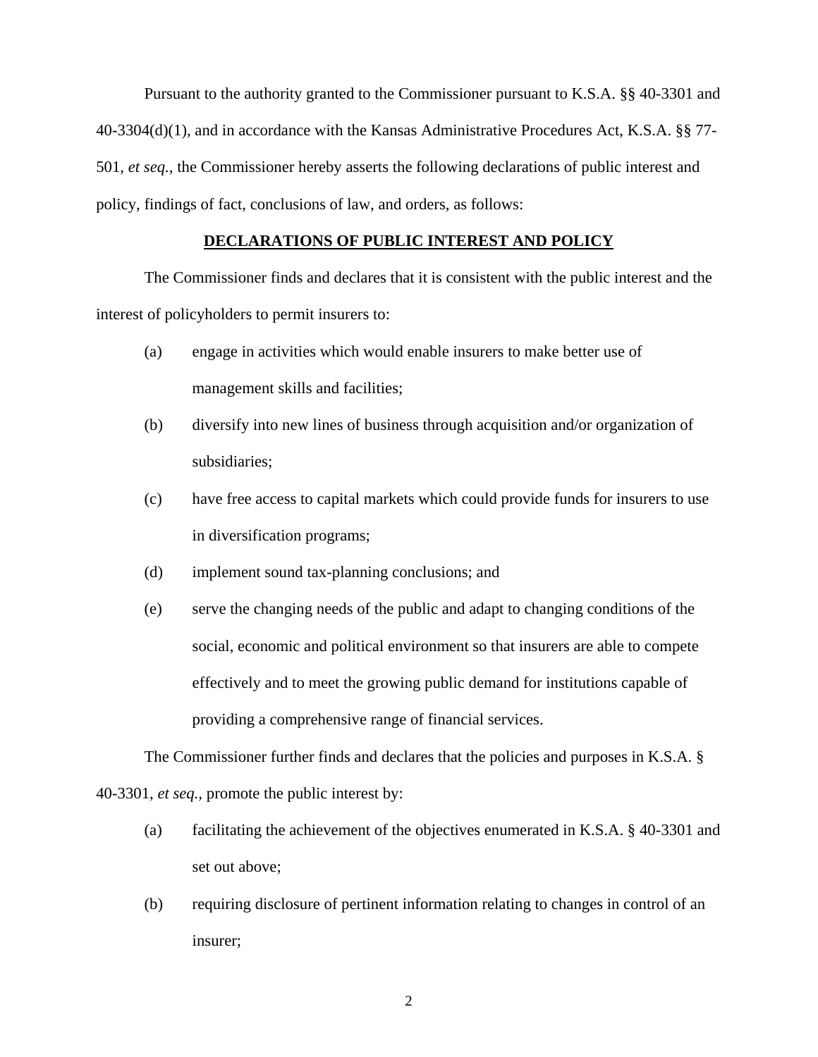Pursuant to the authority granted to the Commissioner pursuant to K.S.A. §§ 40-3301 and 40-3304(d)(1), and in accordance with the Kansas Administrative Procedures Act, K.S.A. §§ 77-501, *et seq.,* the Commissioner hereby asserts the following declarations of public interest and policy, findings of fact, conclusions of law, and orders, as follows:

## **DECLARATIONS OF PUBLIC INTEREST AND POLICY**

The Commissioner finds and declares that it is consistent with the public interest and the interest of policyholders to permit insurers to:

(a) engage in activities which would enable insurers to make better use of management skills and facilities;

(b) diversify into new lines of business through acquisition and/or organization of subsidiaries;

(c) have free access to capital markets which could provide funds for insurers to use in diversification programs;

(d) implement sound tax-planning conclusions; and

(e) serve the changing needs of the public and adapt to changing conditions of the social, economic and political environment so that insurers are able to compete effectively and to meet the growing public demand for institutions capable of providing a comprehensive range of financial services.

The Commissioner further finds and declares that the policies and purposes in K.S.A. § 40-3301, *et seq.,* promote the public interest by:

(a) facilitating the achievement of the objectives enumerated in K.S.A. § 40-3301 and set out above;

(b) requiring disclosure of pertinent information relating to changes in control of an insurer;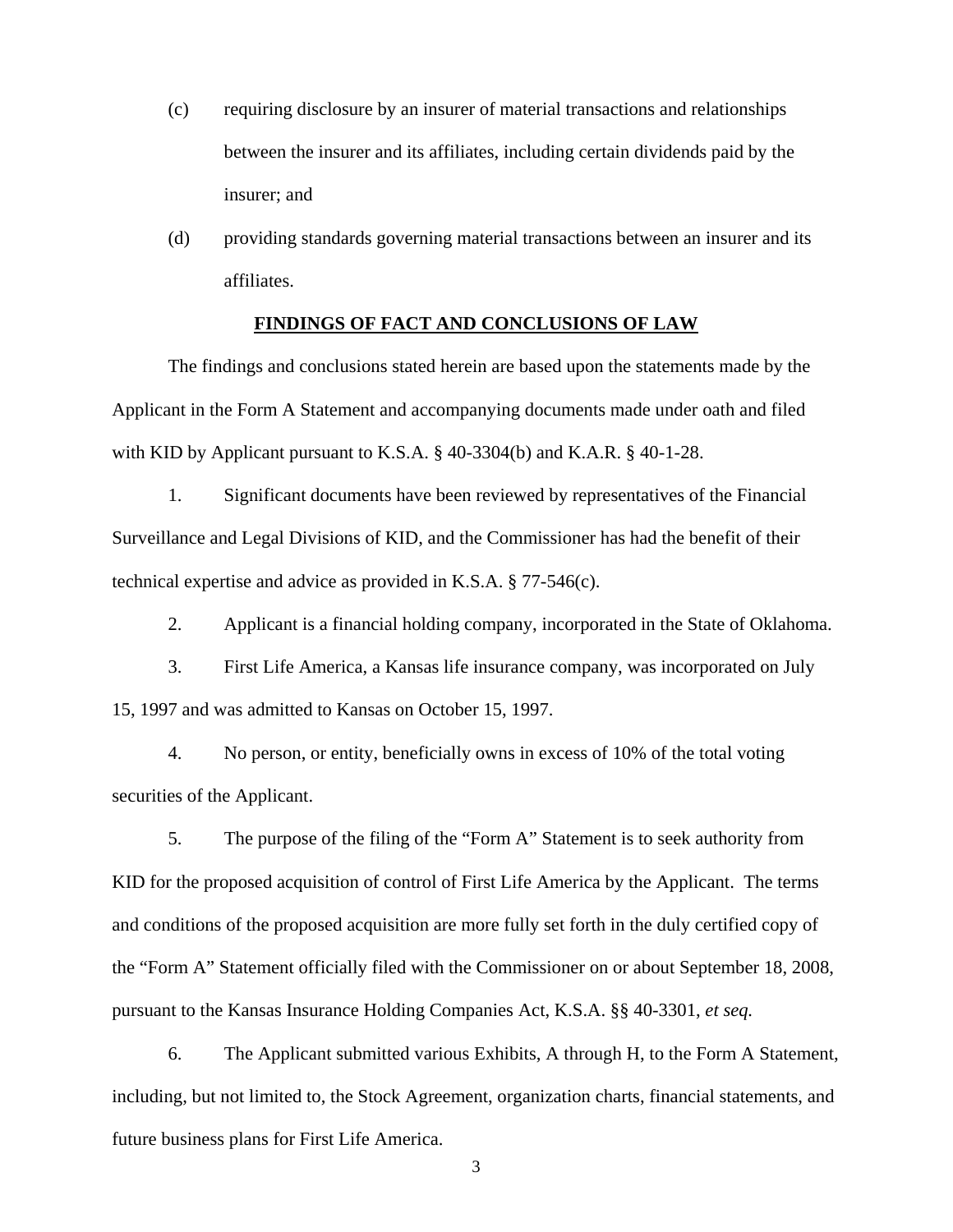(c) requiring disclosure by an insurer of material transactions and relationships between the insurer and its affiliates, including certain dividends paid by the insurer; and

(d) providing standards governing material transactions between an insurer and its affiliates.

## FINDINGS OF FACT AND CONCLUSIONS OF LAW

The findings and conclusions stated herein are based upon the statements made by the Applicant in the Form A Statement and accompanying documents made under oath and filed with KID by Applicant pursuant to K.S.A. § 40-3304(b) and K.A.R. § 40-1-28.

1. Significant documents have been reviewed by representatives of the Financial Surveillance and Legal Divisions of KID, and the Commissioner has had the benefit of their technical expertise and advice as provided in K.S.A. § 77-546(c).

2. Applicant is a financial holding company, incorporated in the State of Oklahoma.

3. First Life America, a Kansas life insurance company, was incorporated on July 15, 1997 and was admitted to Kansas on October 15, 1997.

4. No person, or entity, beneficially owns in excess of 10% of the total voting securities of the Applicant.

5. The purpose of the filing of the "Form A" Statement is to seek authority from KID for the proposed acquisition of control of First Life America by the Applicant. The terms and conditions of the proposed acquisition are more fully set forth in the duly certified copy of the "Form A" Statement officially filed with the Commissioner on or about September 18, 2008, pursuant to the Kansas Insurance Holding Companies Act, K.S.A. §§ 40-3301, *et seq.*

6. The Applicant submitted various Exhibits, A through H, to the Form A Statement, including, but not limited to, the Stock Agreement, organization charts, financial statements, and future business plans for First Life America.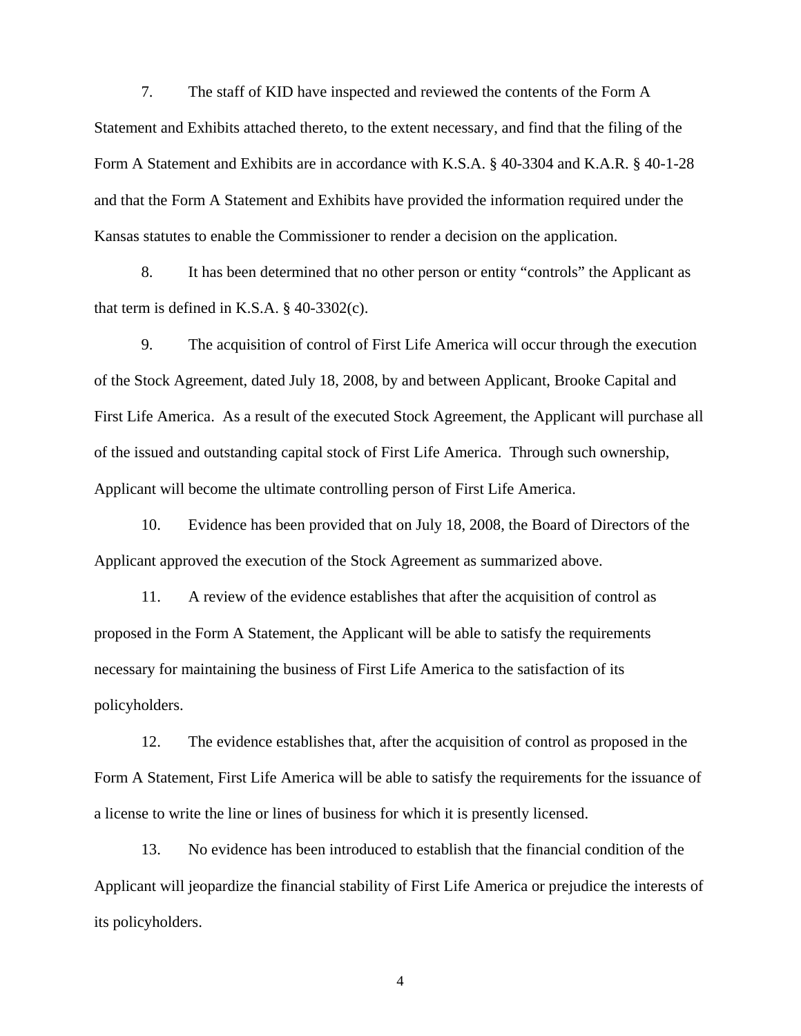7. The staff of KID have inspected and reviewed the contents of the Form A Statement and Exhibits attached thereto, to the extent necessary, and find that the filing of the Form A Statement and Exhibits are in accordance with K.S.A. § 40-3304 and K.A.R. § 40-1-28 and that the Form A Statement and Exhibits have provided the information required under the Kansas statutes to enable the Commissioner to render a decision on the application.

8. It has been determined that no other person or entity "controls" the Applicant as that term is defined in K.S.A. § 40-3302(c).

9. The acquisition of control of First Life America will occur through the execution of the Stock Agreement, dated July 18, 2008, by and between Applicant, Brooke Capital and First Life America. As a result of the executed Stock Agreement, the Applicant will purchase all of the issued and outstanding capital stock of First Life America. Through such ownership, Applicant will become the ultimate controlling person of First Life America.

10. Evidence has been provided that on July 18, 2008, the Board of Directors of the Applicant approved the execution of the Stock Agreement as summarized above.

11. A review of the evidence establishes that after the acquisition of control as proposed in the Form A Statement, the Applicant will be able to satisfy the requirements necessary for maintaining the business of First Life America to the satisfaction of its policyholders.

12. The evidence establishes that, after the acquisition of control as proposed in the Form A Statement, First Life America will be able to satisfy the requirements for the issuance of a license to write the line or lines of business for which it is presently licensed.

13. No evidence has been introduced to establish that the financial condition of the Applicant will jeopardize the financial stability of First Life America or prejudice the interests of its policyholders.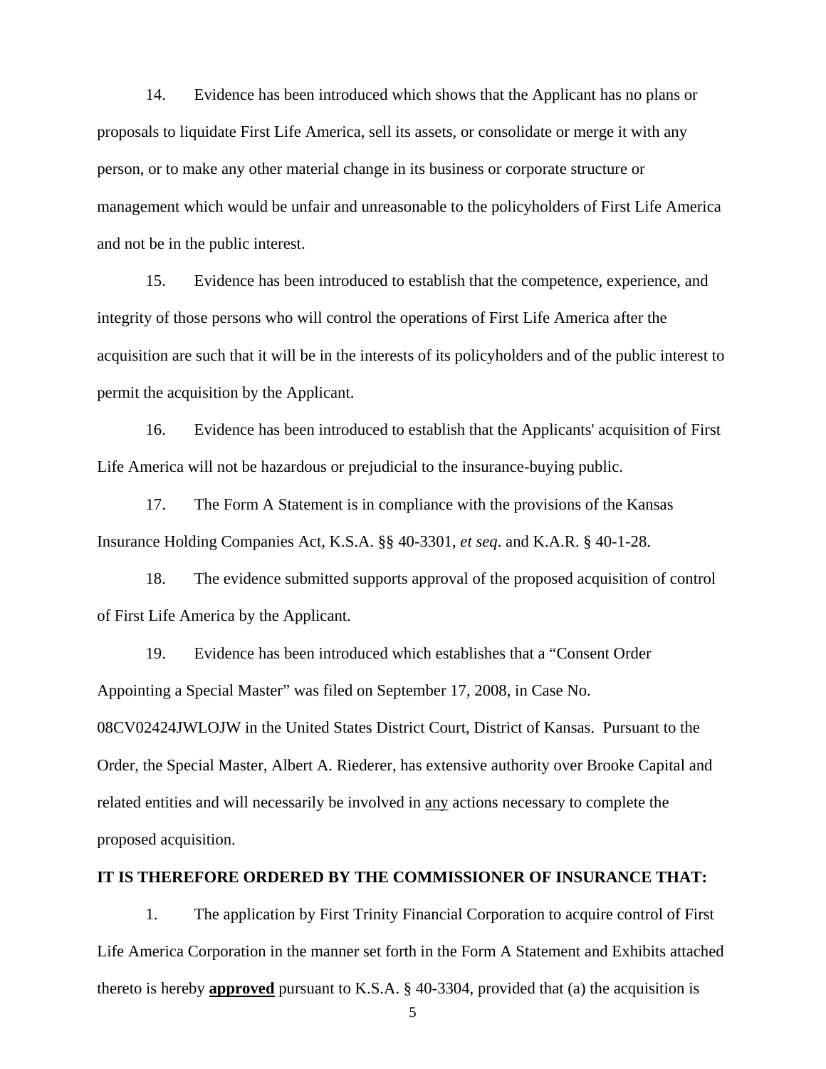14. Evidence has been introduced which shows that the Applicant has no plans or proposals to liquidate First Life America, sell its assets, or consolidate or merge it with any person, or to make any other material change in its business or corporate structure or management which would be unfair and unreasonable to the policyholders of First Life America and not be in the public interest.

15. Evidence has been introduced to establish that the competence, experience, and integrity of those persons who will control the operations of First Life America after the acquisition are such that it will be in the interests of its policyholders and of the public interest to permit the acquisition by the Applicant.

16. Evidence has been introduced to establish that the Applicants' acquisition of First Life America will not be hazardous or prejudicial to the insurance-buying public.

17. The Form A Statement is in compliance with the provisions of the Kansas Insurance Holding Companies Act, K.S.A. §§ 40-3301, *et seq*. and K.A.R. § 40-1-28.

18. The evidence submitted supports approval of the proposed acquisition of control of First Life America by the Applicant.

19. Evidence has been introduced which establishes that a "Consent Order Appointing a Special Master" was filed on September 17, 2008, in Case No. 08CV02424JWLOJW in the United States District Court, District of Kansas. Pursuant to the Order, the Special Master, Albert A. Riederer, has extensive authority over Brooke Capital and related entities and will necessarily be involved in <u>any</u> actions necessary to complete the proposed acquisition.

**IT IS THEREFORE ORDERED BY THE COMMISSIONER OF INSURANCE THAT:**

1. The application by First Trinity Financial Corporation to acquire control of First Life America Corporation in the manner set forth in the Form A Statement and Exhibits attached thereto is hereby **<u>approved</u>** pursuant to K.S.A. § 40-3304, provided that (a) the acquisition is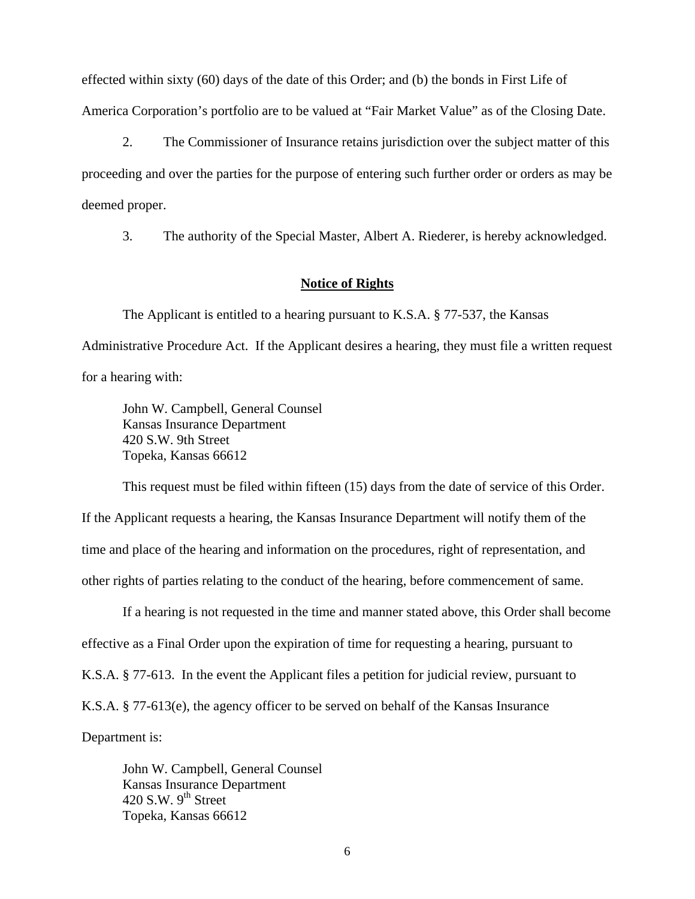effected within sixty (60) days of the date of this Order; and (b) the bonds in First Life of America Corporation's portfolio are to be valued at "Fair Market Value" as of the Closing Date.

2. The Commissioner of Insurance retains jurisdiction over the subject matter of this proceeding and over the parties for the purpose of entering such further order or orders as may be deemed proper.

3. The authority of the Special Master, Albert A. Riederer, is hereby acknowledged.

## Notice of Rights

The Applicant is entitled to a hearing pursuant to K.S.A. § 77-537, the Kansas Administrative Procedure Act. If the Applicant desires a hearing, they must file a written request for a hearing with:

John W. Campbell, General Counsel  
Kansas Insurance Department  
420 S.W. 9th Street  
Topeka, Kansas 66612

This request must be filed within fifteen (15) days from the date of service of this Order. If the Applicant requests a hearing, the Kansas Insurance Department will notify them of the time and place of the hearing and information on the procedures, right of representation, and other rights of parties relating to the conduct of the hearing, before commencement of same.

If a hearing is not requested in the time and manner stated above, this Order shall become effective as a Final Order upon the expiration of time for requesting a hearing, pursuant to K.S.A. § 77-613. In the event the Applicant files a petition for judicial review, pursuant to K.S.A. § 77-613(e), the agency officer to be served on behalf of the Kansas Insurance Department is:

John W. Campbell, General Counsel  
Kansas Insurance Department  
420 S.W. 9th Street  
Topeka, Kansas 66612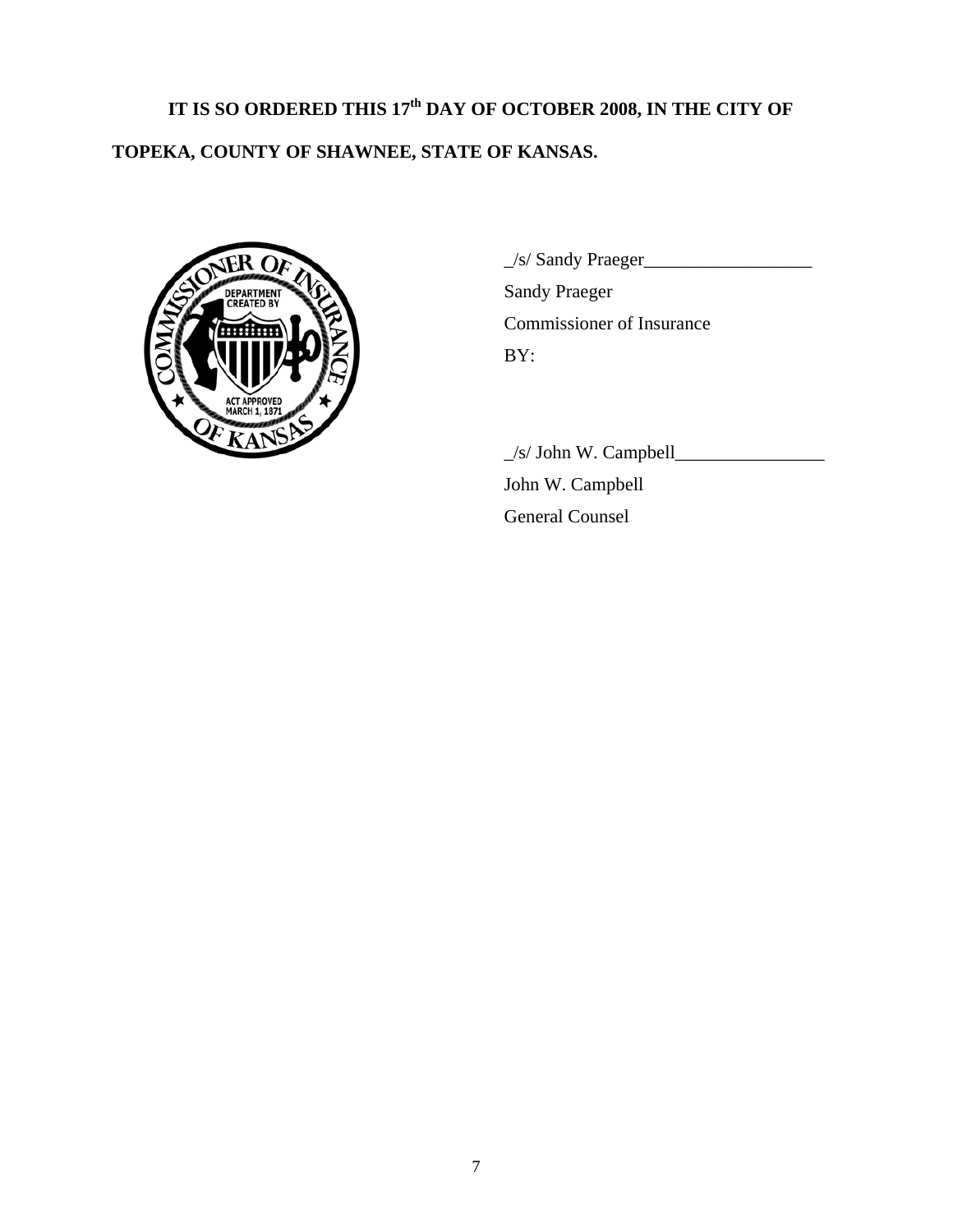**IT IS SO ORDERED THIS 17th DAY OF OCTOBER 2008, IN THE CITY OF TOPEKA, COUNTY OF SHAWNEE, STATE OF KANSAS.**

_/s/ Sandy Praeger__________________
Sandy Praeger
Commissioner of Insurance
BY:

_/s/ John W. Campbell________________
John W. Campbell
General Counsel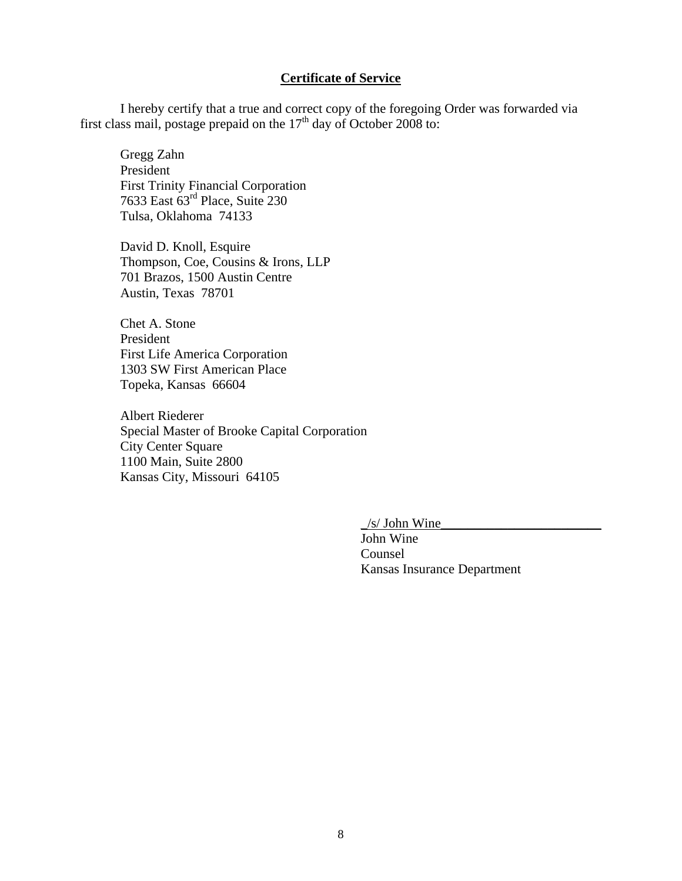**Certificate of Service**

I hereby certify that a true and correct copy of the foregoing Order was forwarded via first class mail, postage prepaid on the 17th day of October 2008 to:

Gregg Zahn
President
First Trinity Financial Corporation
7633 East 63rd Place, Suite 230
Tulsa, Oklahoma 74133

David D. Knoll, Esquire
Thompson, Coe, Cousins & Irons, LLP
701 Brazos, 1500 Austin Centre
Austin, Texas 78701

Chet A. Stone
President
First Life America Corporation
1303 SW First American Place
Topeka, Kansas 66604

Albert Riederer
Special Master of Brooke Capital Corporation
City Center Square
1100 Main, Suite 2800
Kansas City, Missouri 64105

_/s/ John Wine________________________
John Wine
Counsel
Kansas Insurance Department